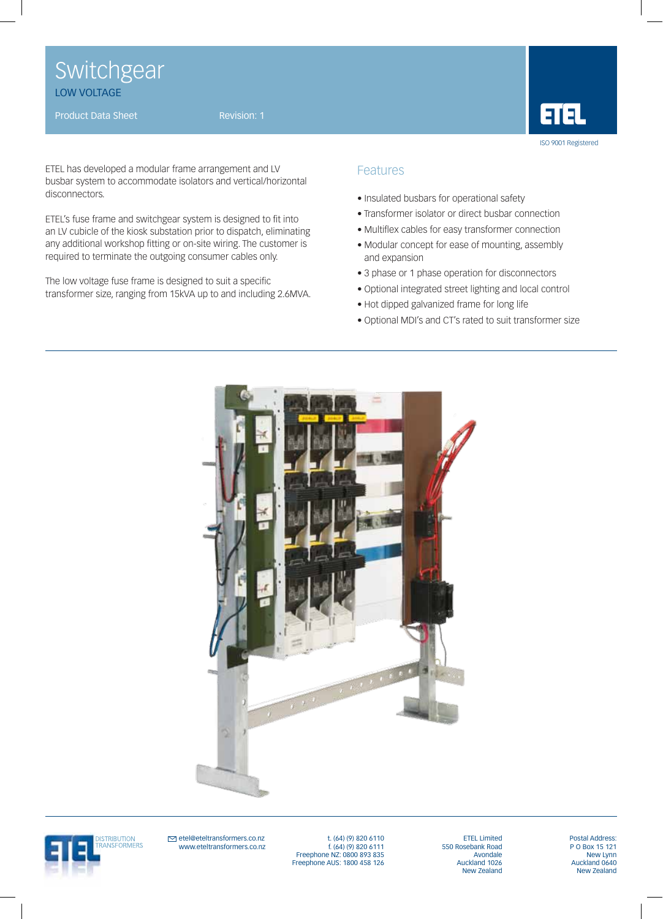# Switchgear

## LOW VOLTAGE

Product Data Sheet Revision: 1

ETEL

ISO 9001 Registered

ETEL has developed a modular frame arrangement and LV busbar system to accommodate isolators and vertical/horizontal disconnectors.

ETEL's fuse frame and switchgear system is designed to fit into an LV cubicle of the kiosk substation prior to dispatch, eliminating any additional workshop fitting or on-site wiring. The customer is required to terminate the outgoing consumer cables only.

The low voltage fuse frame is designed to suit a specific transformer size, ranging from 15kVA up to and including 2.6MVA.

## Features

- Insulated busbars for operational safety
- Transformer isolator or direct busbar connection
- Multiflex cables for easy transformer connection
- Modular concept for ease of mounting, assembly and expansion
- 3 phase or 1 phase operation for disconnectors
- Optional integrated street lighting and local control
- Hot dipped galvanized frame for long life
- Optional MDI's and CT's rated to suit transformer size

ETEL DISTRIBUTION TRANSFORMERS

etel@eteltransformers.co.nz
www.eteltransformers.co.nz

t. (64) (9) 820 6110
f. (64) (9) 820 6111
Freephone NZ: 0800 893 835
Freephone AUS: 1800 458 126

ETEL Limited
550 Rosebank Road
Avondale
Auckland 1026
New Zealand

Postal Address:
P O Box 15 121
New Lynn
Auckland 0640
New Zealand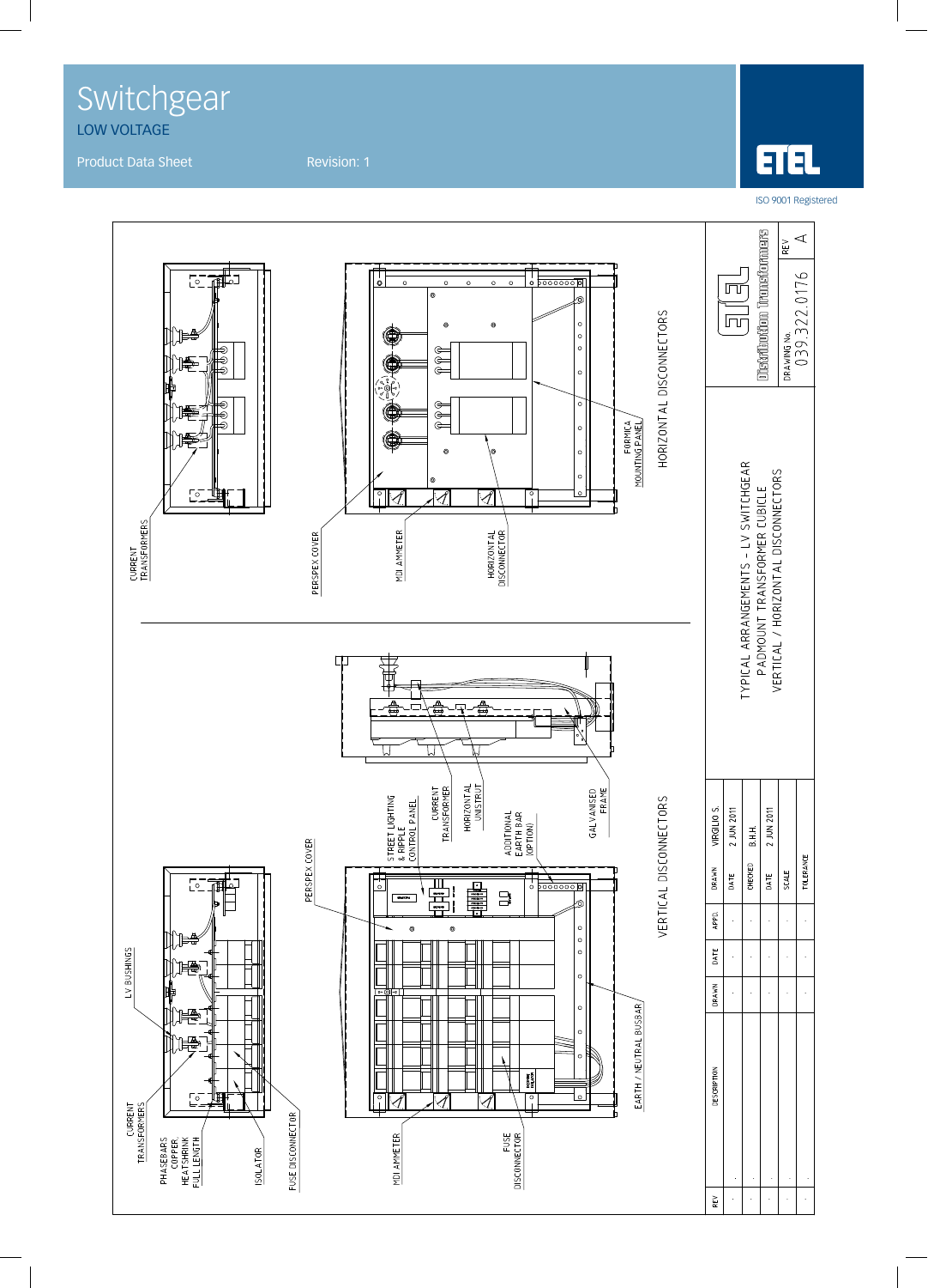# Switchgear

LOW VOLTAGE

Product Data Sheet

Revision: 1

ETEL

ISO 9001 Registered

HORIZONTAL DISCONNECTORS

CURRENT TRANSFORMERS

PERSPEX COVER

MDI AMMETER

HORIZONTAL DISCONNECTOR

FORMICA MOUNTING PANEL

VERTICAL DISCONNECTORS

LV BUSHINGS

CURRENT TRANSFORMERS

PHASEBARS COPPER, HEATSHRINK FULL LENGTH

ISOLATOR

FUSE DISCONNECTOR

PERSPEX COVER

STREET LIGHTING & RIPPLE CONTROL PANEL

CURRENT TRANSFORMER

HORIZONTAL UNISTRUT

ADDITIONAL EARTH BAR (OPTION)

GALVANISED FRAME

MDI AMMETER

FUSE DISCONNECTOR

EARTH / NEUTRAL BUSBAR

ETEL Distribution Transformers

TYPICAL ARRANGEMENTS – LV SWITCHGEAR
PADMOUNT TRANSFORMER CUBICLE
VERTICAL / HORIZONTAL DISCONNECTORS

| | |
|---|---|
| DRAWING No. | 039.322.0176 |
| REV | A |
| DRAWN | VIRGILIO S. |
| DATE | 2 JUN 2011 |
| CHECKED | B.H.H. |
| DATE | 2 JUN 2011 |
| SCALE | |
| TOLERANCE | |

| REV | DESCRIPTION | DRAWN | DATE | APPD. |
|---|---|---|---|---|
| - | - | - | - | - |